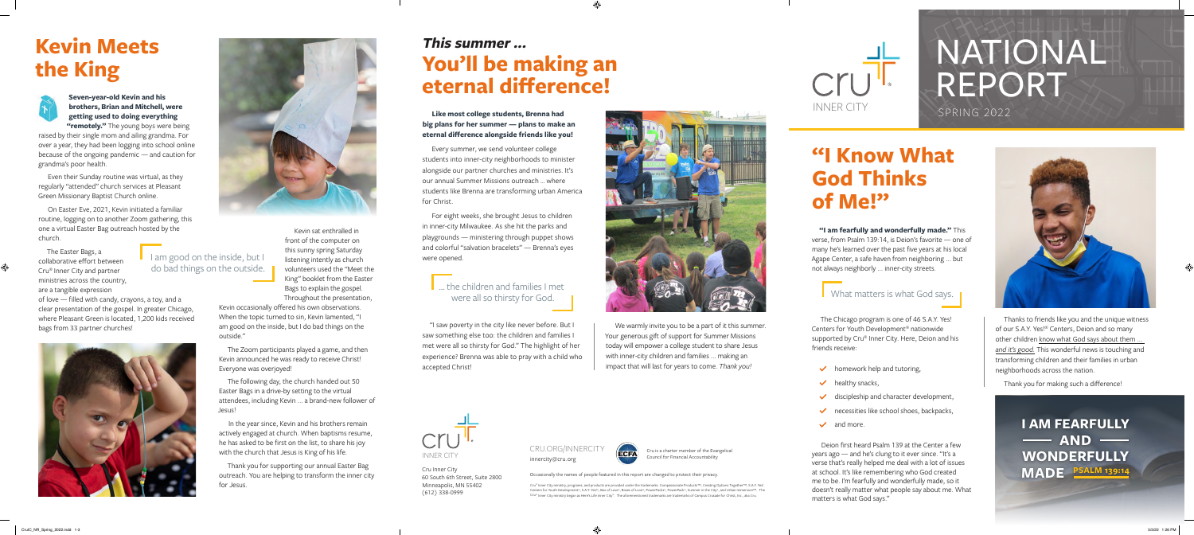# Kevin Meets the King

**Seven-year-old Kevin and his brothers, Brian and Mitchell, were getting used to doing everything "remotely."** The young boys were being raised by their single mom and ailing grandma. For over a year, they had been logging into school online because of the ongoing pandemic — and caution for grandma's poor health.

Even their Sunday routine was virtual, as they regularly "attended" church services at Pleasant Green Missionary Baptist Church online.

On Easter Eve, 2021, Kevin initiated a familiar routine, logging on to another Zoom gathering, this one a virtual Easter Bag outreach hosted by the church.

The Easter Bags, a collaborative effort between Cru® Inner City and partner ministries across the country, are a tangible expression of love — filled with candy, crayons, a toy, and a clear presentation of the gospel. In greater Chicago, where Pleasant Green is located, 1,200 kids received bags from 33 partner churches!

> I am good on the inside, but I do bad things on the outside.

Kevin sat enthralled in front of the computer on this sunny spring Saturday listening intently as church volunteers used the "Meet the King" booklet from the Easter Bags to explain the gospel. Throughout the presentation, Kevin occasionally offered his own observations. When the topic turned to sin, Kevin lamented, "I am good on the inside, but I do bad things on the outside."

The Zoom participants played a game, and then Kevin announced he was ready to receive Christ! Everyone was overjoyed!

The following day, the church handed out 50 Easter Bags in a drive-by setting to the virtual attendees, including Kevin … a brand-new follower of Jesus!

In the year since, Kevin and his brothers remain actively engaged at church. When baptisms resume, he has asked to be first on the list, to share his joy with the church that Jesus is King of his life.

Thank you for supporting our annual Easter Bag outreach. You are helping to transform the inner city for Jesus.

## *This summer …* You'll be making an eternal difference!

**Like most college students, Brenna had big plans for her summer — plans to make an eternal difference alongside friends like you!**

Every summer, we send volunteer college students into inner-city neighborhoods to minister alongside our partner churches and ministries. It's our annual Summer Missions outreach … where students like Brenna are transforming urban America for Christ.

For eight weeks, she brought Jesus to children in inner-city Milwaukee. As she hit the parks and playgrounds — ministering through puppet shows and colorful "salvation bracelets" — Brenna's eyes were opened.

> … the children and families I met were all so thirsty for God.

"I saw poverty in the city like never before. But I saw something else too: the children and families I met were all so thirsty for God." The highlight of her experience? Brenna was able to pray with a child who accepted Christ!

We warmly invite you to be a part of it this summer. Your generous gift of support for Summer Missions today will empower a college student to share Jesus with inner-city children and families … making an impact that will last for years to come. *Thank you!*

Cru Inner City
60 South 6th Street, Suite 2800
Minneapolis, MN 55402
(612) 338-0999

CRU.ORG/INNERCITY
innercity@cru.org

Cru is a charter member of the Evangelical Council for Financial Accountability

Occasionally the names of people featured in this report are changed to protect their privacy.

Cru® Inner City ministry, programs, and products are provided under the trademarks: Compassionate Products™, Creating Options Together™, S.A.Y. Yes! Centers for Youth Development®, S.A.Y. Yes!®, Bas of Love®, Boxes of Love®, PowerPacks®, PowerPack®, Summer in the City®, and Urban Immersion™. The Cru® Inner City ministry began as Here's Life Inner City™. The aforementioned trademarks are trademarks of Campus Crusade for Christ, Inc., dba Cru.

# NATIONAL REPORT

CRU INNER CITY — SPRING 2022

## "I Know What God Thinks of Me!"

**"I am fearfully and wonderfully made."** This verse, from Psalm 139:14, is Deion's favorite — one of many he's learned over the past five years at his local Agape Center, a safe haven from neighboring … but not always neighborly … inner-city streets.

> What matters is what God says.

The Chicago program is one of 46 S.A.Y. Yes! Centers for Youth Development® nationwide supported by Cru® Inner City. Here, Deion and his friends receive:

- homework help and tutoring,
- healthy snacks,
- discipleship and character development,
- necessities like school shoes, backpacks,
- and more.

Deion first heard Psalm 139 at the Center a few years ago — and he's clung to it ever since. "It's a verse that's really helped me deal with a lot of issues at school. It's like remembering who God created me to be. I'm fearfully and wonderfully made, so it doesn't really matter what people say about me. What matters is what God says."

Thanks to friends like you and the unique witness of our S.A.Y. Yes!® Centers, Deion and so many other children know what God says about them … and *it's good*. This wonderful news is touching and transforming children and their families in urban neighborhoods across the nation.

Thank you for making such a difference!

**I AM FEARFULLY AND WONDERFULLY MADE** PSALM 139:14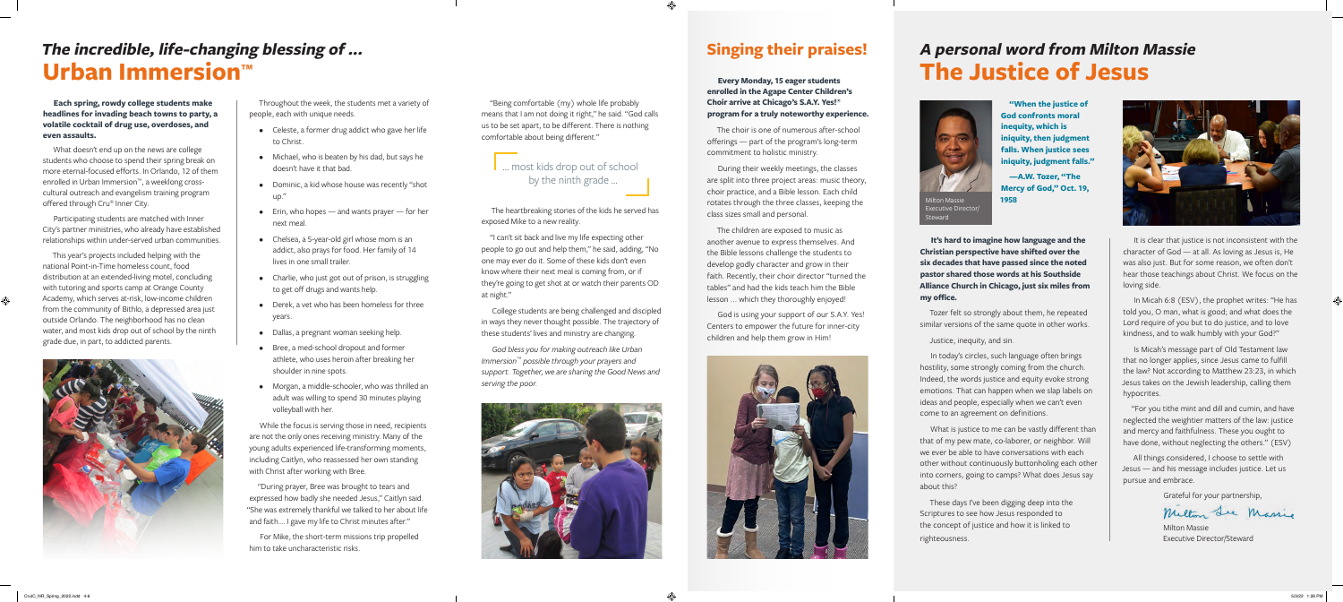## *The incredible, life-changing blessing of ...*
# Urban Immersion™

**Each spring, rowdy college students make headlines for invading beach towns to party, a volatile cocktail of drug use, overdoses, and even assaults.**

What doesn't end up on the news are college students who choose to spend their spring break on more eternal-focused efforts. In Orlando, 12 of them enrolled in Urban Immersion™, a weeklong cross-cultural outreach and evangelism training program offered through Cru® Inner City.

Participating students are matched with Inner City's partner ministries, who already have established relationships within under-served urban communities.

This year's projects included helping with the national Point-in-Time homeless count, food distribution at an extended-living motel, concluding with tutoring and sports camp at Orange County Academy, which serves at-risk, low-income children from the community of Bithlo, a depressed area just outside Orlando. The neighborhood has no clean water, and most kids drop out of school by the ninth grade due, in part, to addicted parents.

Throughout the week, the students met a variety of people, each with unique needs.

- Celeste, a former drug addict who gave her life to Christ.
- Michael, who is beaten by his dad, but says he doesn't have it that bad.
- Dominic, a kid whose house was recently "shot up."
- Erin, who hopes — and wants prayer — for her next meal.
- Chelsea, a 5-year-old girl whose mom is an addict, also prays for food. Her family of 14 lives in one small trailer.
- Charlie, who just got out of prison, is struggling to get off drugs and wants help.
- Derek, a vet who has been homeless for three years.
- Dallas, a pregnant woman seeking help.
- Bree, a med-school dropout and former athlete, who uses heroin after breaking her shoulder in nine spots.
- Morgan, a middle-schooler, who was thrilled an adult was willing to spend 30 minutes playing volleyball with her.

While the focus is serving those in need, recipients are not the only ones receiving ministry. Many of the young adults experienced life-transforming moments, including Caitlyn, who reassessed her own standing with Christ after working with Bree.

"During prayer, Bree was brought to tears and expressed how badly she needed Jesus," Caitlyn said. "She was extremely thankful we talked to her about life and faith.... I gave my life to Christ minutes after."

For Mike, the short-term missions trip propelled him to take uncharacteristic risks.

"Being comfortable (my) whole life probably means that I am not doing it right," he said. "God calls us to be set apart, to be different. There is nothing comfortable about being different."

> ... most kids drop out of school by the ninth grade ...

The heartbreaking stories of the kids he served has exposed Mike to a new reality.

"I can't sit back and live my life expecting other people to go out and help them," he said, adding, "No one may ever do it. Some of these kids don't even know where their next meal is coming from, or if they're going to get shot at or watch their parents OD at night."

College students are being challenged and discipled in ways they never thought possible. The trajectory of these students' lives and ministry are changing.

*God bless you for making outreach like Urban Immersion™ possible through your prayers and support. Together, we are sharing the Good News and serving the poor.*

# Singing their praises!

**Every Monday, 15 eager students enrolled in the Agape Center Children's Choir arrive at Chicago's S.A.Y. Yes!® program for a truly noteworthy experience.**

The choir is one of numerous after-school offerings — part of the program's long-term commitment to holistic ministry.

During their weekly meetings, the classes are split into three project areas: music theory, choir practice, and a Bible lesson. Each child rotates through the three classes, keeping the class sizes small and personal.

The children are exposed to music as another avenue to express themselves. And the Bible lessons challenge the students to develop godly character and grow in their faith. Recently, their choir director "turned the tables" and had the kids teach him the Bible lesson ... which they thoroughly enjoyed!

God is using your support of our S.A.Y. Yes! Centers to empower the future for inner-city children and help them grow in Him!

## *A personal word from Milton Massie*
# The Justice of Jesus

Milton Massie
Executive Director/Steward

> **"When the justice of God confronts moral inequity, which is iniquity, then judgment falls. When justice sees iniquity, judgment falls."**
>
> **—A.W. Tozer, "The Mercy of God," Oct. 19, 1958**

**It's hard to imagine how language and the Christian perspective have shifted over the six decades that have passed since the noted pastor shared those words at his Southside Alliance Church in Chicago, just six miles from my office.**

Tozer felt so strongly about them, he repeated similar versions of the same quote in other works.

Justice, inequity, and sin.

In today's circles, such language often brings hostility, some strongly coming from the church. Indeed, the words justice and equity evoke strong emotions. That can happen when we slap labels on ideas and people, especially when we can't even come to an agreement on definitions.

What is justice to me can be vastly different than that of my pew mate, co-laborer, or neighbor. Will we ever be able to have conversations with each other without continuously buttonholing each other into corners, going to camps? What does Jesus say about this?

These days I've been digging deep into the Scriptures to see how Jesus responded to the concept of justice and how it is linked to righteousness.

It is clear that justice is not inconsistent with the character of God — at all. As loving as Jesus is, He was also just. But for some reason, we often don't hear those teachings about Christ. We focus on the loving side.

In Micah 6:8 (ESV), the prophet writes: "He has told you, O man, what is good; and what does the Lord require of you but to do justice, and to love kindness, and to walk humbly with your God?"

Is Micah's message part of Old Testament law that no longer applies, since Jesus came to fulfill the law? Not according to Matthew 23:23, in which Jesus takes on the Jewish leadership, calling them hypocrites.

"For you tithe mint and dill and cumin, and have neglected the weightier matters of the law: justice and mercy and faithfulness. These you ought to have done, without neglecting the others." (ESV)

All things considered, I choose to settle with Jesus — and his message includes justice. Let us pursue and embrace.

Grateful for your partnership,

Milton Lee Massie

Milton Massie
Executive Director/Steward